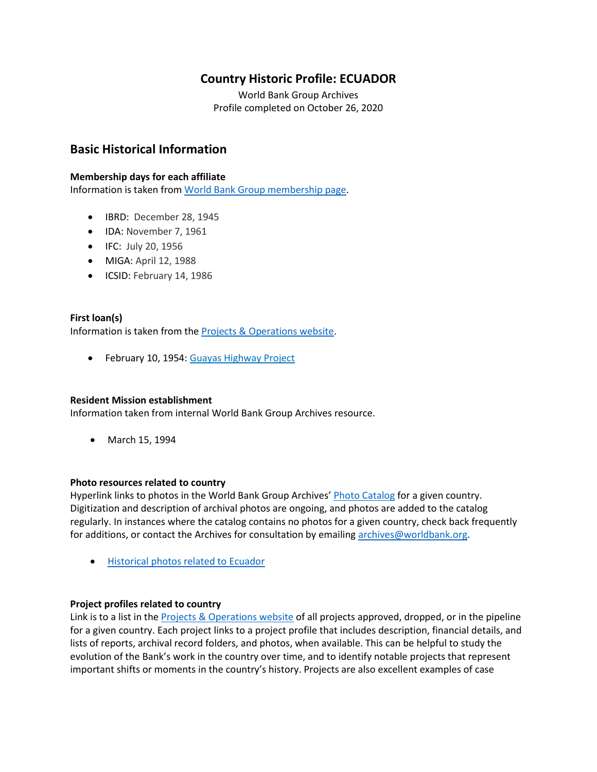# Country Historic Profile: ECUADOR

World Bank Group Archives
Profile completed on October 26, 2020

## Basic Historical Information

### Membership days for each affiliate

Information is taken from [World Bank Group membership page](#).

- IBRD: December 28, 1945
- IDA: November 7, 1961
- IFC: July 20, 1956
- MIGA: April 12, 1988
- ICSID: February 14, 1986

### First loan(s)

Information is taken from the [Projects & Operations website](#).

- February 10, 1954: [Guayas Highway Project](#)

### Resident Mission establishment

Information taken from internal World Bank Group Archives resource.

- March 15, 1994

### Photo resources related to country

Hyperlink links to photos in the World Bank Group Archives' [Photo Catalog](#) for a given country. Digitization and description of archival photos are ongoing, and photos are added to the catalog regularly. In instances where the catalog contains no photos for a given country, check back frequently for additions, or contact the Archives for consultation by emailing [archives@worldbank.org](mailto:archives@worldbank.org).

- [Historical photos related to Ecuador](#)

### Project profiles related to country

Link is to a list in the [Projects & Operations website](#) of all projects approved, dropped, or in the pipeline for a given country. Each project links to a project profile that includes description, financial details, and lists of reports, archival record folders, and photos, when available. This can be helpful to study the evolution of the Bank's work in the country over time, and to identify notable projects that represent important shifts or moments in the country's history. Projects are also excellent examples of case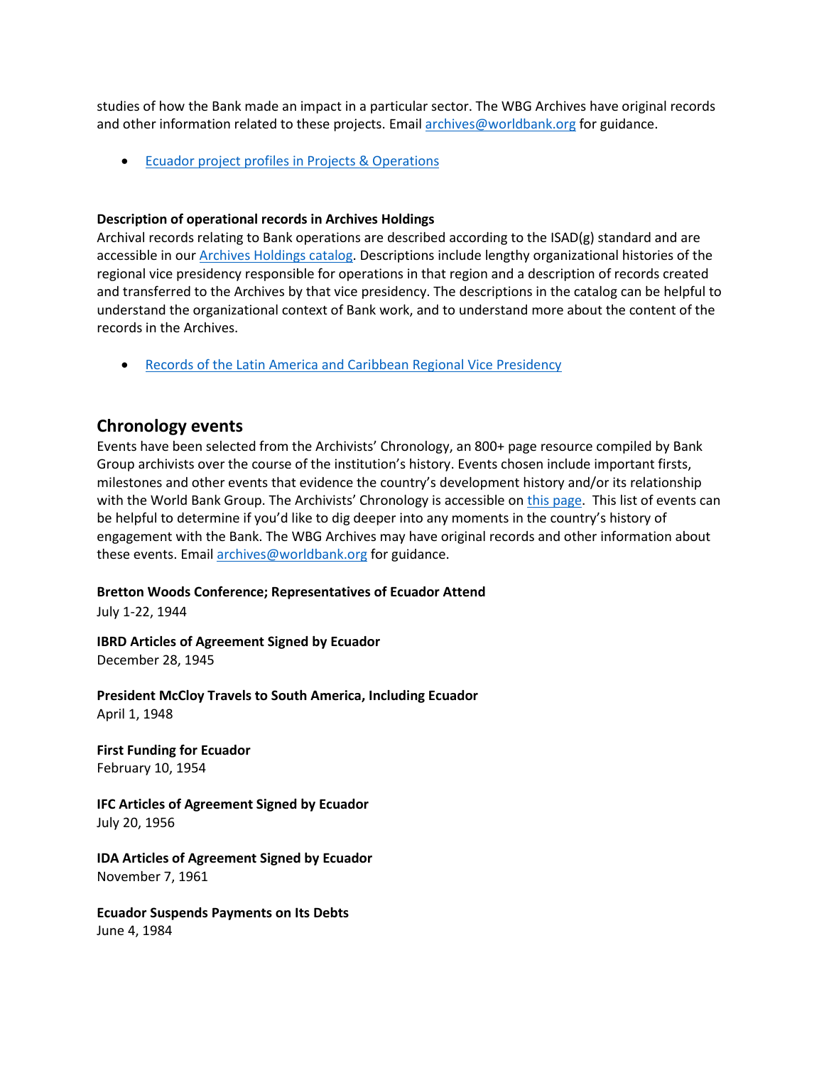studies of how the Bank made an impact in a particular sector. The WBG Archives have original records and other information related to these projects. Email [archives@worldbank.org](mailto:archives@worldbank.org) for guidance.

- [Ecuador project profiles in Projects & Operations]()

**Description of operational records in Archives Holdings**
Archival records relating to Bank operations are described according to the ISAD(g) standard and are accessible in our [Archives Holdings catalog](). Descriptions include lengthy organizational histories of the regional vice presidency responsible for operations in that region and a description of records created and transferred to the Archives by that vice presidency. The descriptions in the catalog can be helpful to understand the organizational context of Bank work, and to understand more about the content of the records in the Archives.

- [Records of the Latin America and Caribbean Regional Vice Presidency]()

## Chronology events

Events have been selected from the Archivists' Chronology, an 800+ page resource compiled by Bank Group archivists over the course of the institution's history. Events chosen include important firsts, milestones and other events that evidence the country's development history and/or its relationship with the World Bank Group. The Archivists' Chronology is accessible on [this page](). This list of events can be helpful to determine if you'd like to dig deeper into any moments in the country's history of engagement with the Bank. The WBG Archives may have original records and other information about these events. Email [archives@worldbank.org](mailto:archives@worldbank.org) for guidance.

**Bretton Woods Conference; Representatives of Ecuador Attend**
July 1-22, 1944

**IBRD Articles of Agreement Signed by Ecuador**
December 28, 1945

**President McCloy Travels to South America, Including Ecuador**
April 1, 1948

**First Funding for Ecuador**
February 10, 1954

**IFC Articles of Agreement Signed by Ecuador**
July 20, 1956

**IDA Articles of Agreement Signed by Ecuador**
November 7, 1961

**Ecuador Suspends Payments on Its Debts**
June 4, 1984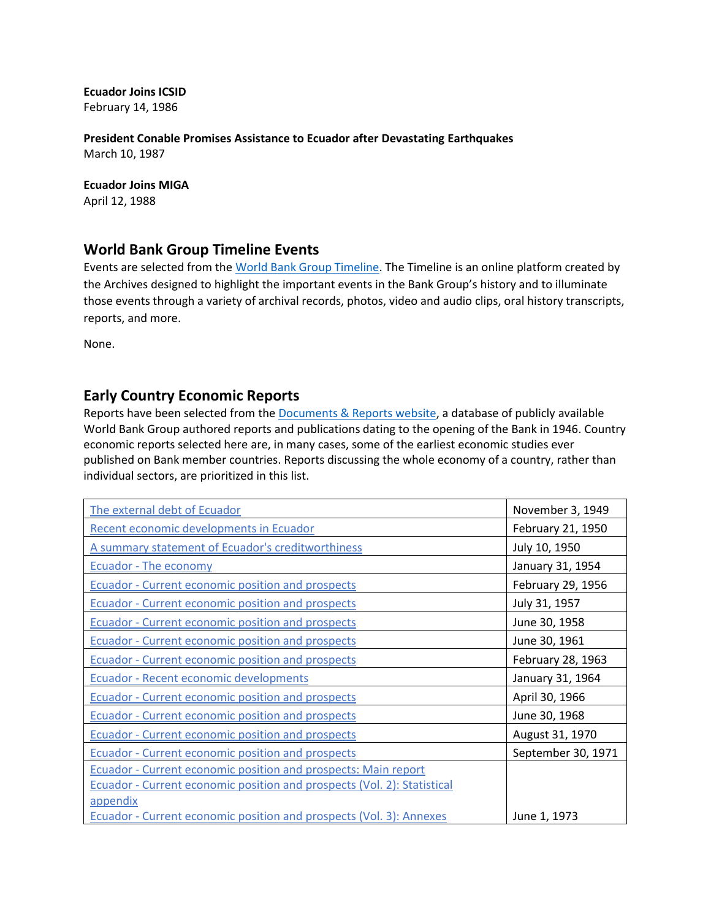**Ecuador Joins ICSID**
February 14, 1986

**President Conable Promises Assistance to Ecuador after Devastating Earthquakes**
March 10, 1987

**Ecuador Joins MIGA**
April 12, 1988

## World Bank Group Timeline Events

Events are selected from the World Bank Group Timeline. The Timeline is an online platform created by the Archives designed to highlight the important events in the Bank Group's history and to illuminate those events through a variety of archival records, photos, video and audio clips, oral history transcripts, reports, and more.

None.

## Early Country Economic Reports

Reports have been selected from the Documents & Reports website, a database of publicly available World Bank Group authored reports and publications dating to the opening of the Bank in 1946. Country economic reports selected here are, in many cases, some of the earliest economic studies ever published on Bank member countries. Reports discussing the whole economy of a country, rather than individual sectors, are prioritized in this list.

| | |
|---|---|
| The external debt of Ecuador | November 3, 1949 |
| Recent economic developments in Ecuador | February 21, 1950 |
| A summary statement of Ecuador's creditworthiness | July 10, 1950 |
| Ecuador - The economy | January 31, 1954 |
| Ecuador - Current economic position and prospects | February 29, 1956 |
| Ecuador - Current economic position and prospects | July 31, 1957 |
| Ecuador - Current economic position and prospects | June 30, 1958 |
| Ecuador - Current economic position and prospects | June 30, 1961 |
| Ecuador - Current economic position and prospects | February 28, 1963 |
| Ecuador - Recent economic developments | January 31, 1964 |
| Ecuador - Current economic position and prospects | April 30, 1966 |
| Ecuador - Current economic position and prospects | June 30, 1968 |
| Ecuador - Current economic position and prospects | August 31, 1970 |
| Ecuador - Current economic position and prospects | September 30, 1971 |
| Ecuador - Current economic position and prospects: Main report<br>Ecuador - Current economic position and prospects (Vol. 2): Statistical appendix<br>Ecuador - Current economic position and prospects (Vol. 3): Annexes | June 1, 1973 |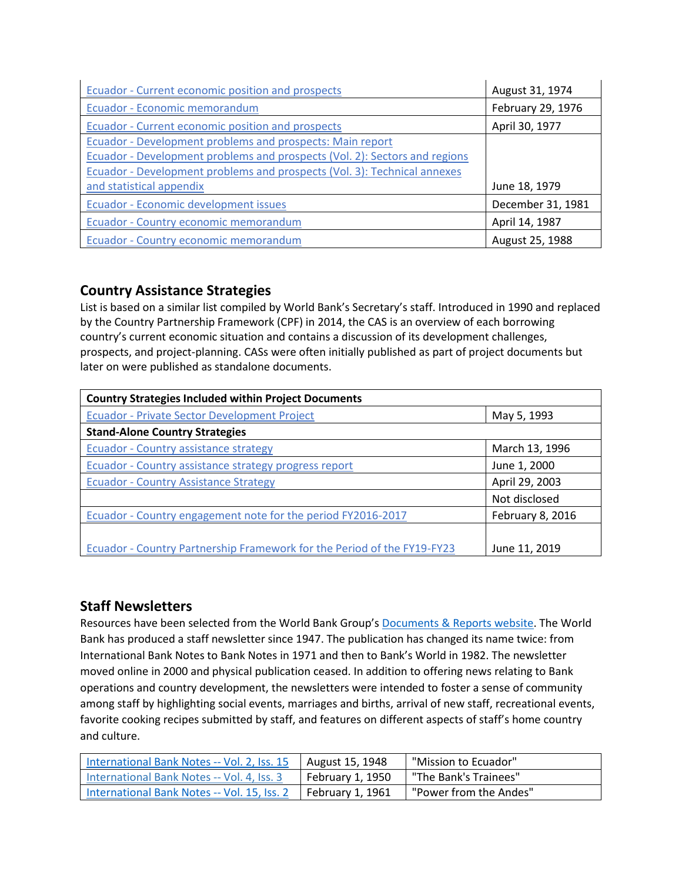| | |
|---|---|
| Ecuador - Current economic position and prospects | August 31, 1974 |
| Ecuador - Economic memorandum | February 29, 1976 |
| Ecuador - Current economic position and prospects | April 30, 1977 |
| Ecuador - Development problems and prospects: Main report<br>Ecuador - Development problems and prospects (Vol. 2): Sectors and regions<br>Ecuador - Development problems and prospects (Vol. 3): Technical annexes and statistical appendix | June 18, 1979 |
| Ecuador - Economic development issues | December 31, 1981 |
| Ecuador - Country economic memorandum | April 14, 1987 |
| Ecuador - Country economic memorandum | August 25, 1988 |

## Country Assistance Strategies

List is based on a similar list compiled by World Bank's Secretary's staff. Introduced in 1990 and replaced by the Country Partnership Framework (CPF) in 2014, the CAS is an overview of each borrowing country's current economic situation and contains a discussion of its development challenges, prospects, and project-planning. CASs were often initially published as part of project documents but later on were published as standalone documents.

| **Country Strategies Included within Project Documents** | |
|---|---|
| Ecuador - Private Sector Development Project | May 5, 1993 |
| **Stand-Alone Country Strategies** | |
| Ecuador - Country assistance strategy | March 13, 1996 |
| Ecuador - Country assistance strategy progress report | June 1, 2000 |
| Ecuador - Country Assistance Strategy | April 29, 2003 |
| | Not disclosed |
| Ecuador - Country engagement note for the period FY2016-2017 | February 8, 2016 |
| Ecuador - Country Partnership Framework for the Period of the FY19-FY23 | June 11, 2019 |

## Staff Newsletters

Resources have been selected from the World Bank Group's Documents & Reports website. The World Bank has produced a staff newsletter since 1947. The publication has changed its name twice: from International Bank Notes to Bank Notes in 1971 and then to Bank's World in 1982. The newsletter moved online in 2000 and physical publication ceased. In addition to offering news relating to Bank operations and country development, the newsletters were intended to foster a sense of community among staff by highlighting social events, marriages and births, arrival of new staff, recreational events, favorite cooking recipes submitted by staff, and features on different aspects of staff's home country and culture.

| | | |
|---|---|---|
| International Bank Notes -- Vol. 2, Iss. 15 | August 15, 1948 | "Mission to Ecuador" |
| International Bank Notes -- Vol. 4, Iss. 3 | February 1, 1950 | "The Bank's Trainees" |
| International Bank Notes -- Vol. 15, Iss. 2 | February 1, 1961 | "Power from the Andes" |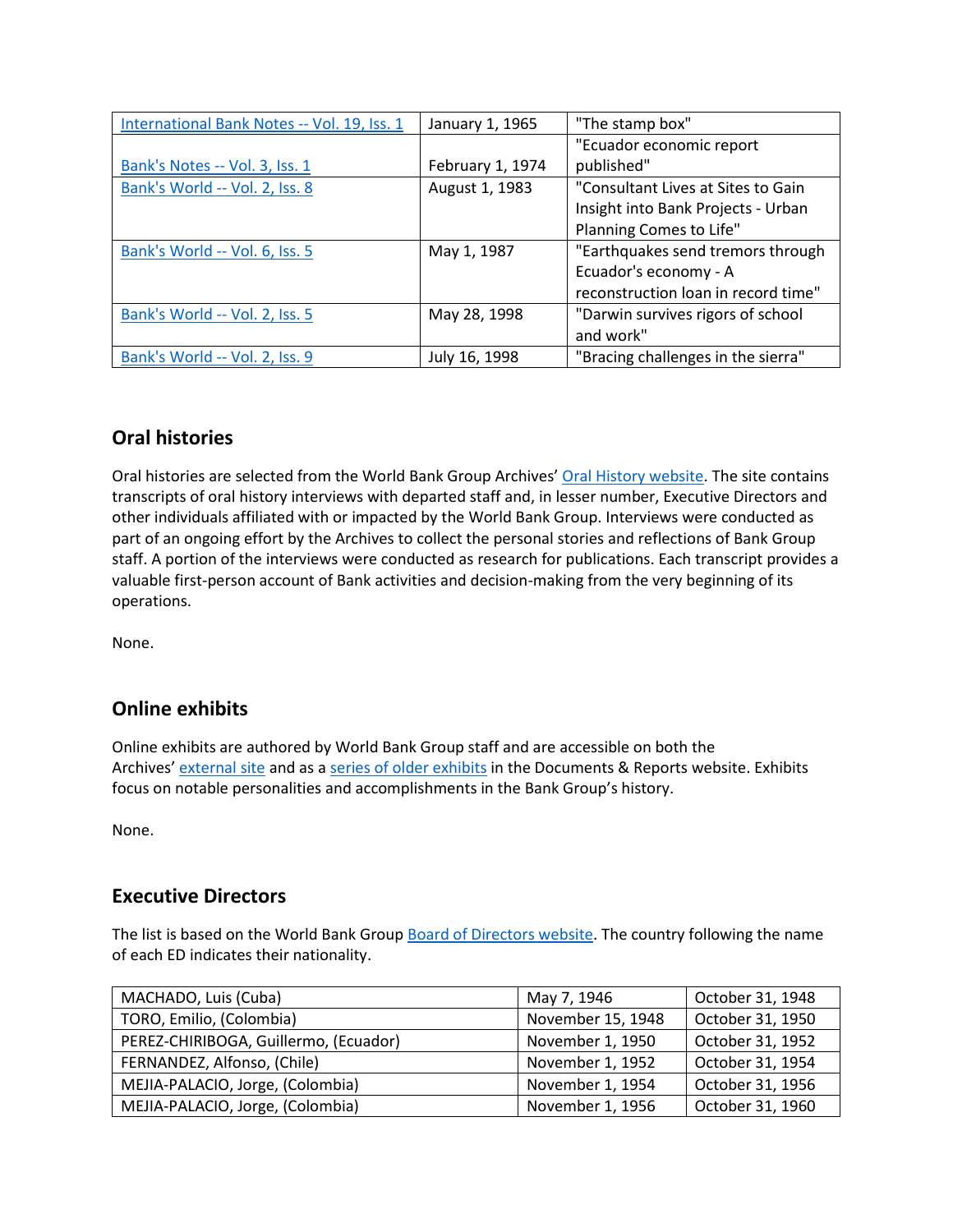| [International Bank Notes -- Vol. 19, Iss. 1]() | January 1, 1965 | "The stamp box" |
|---|---|---|
| [Bank's Notes -- Vol. 3, Iss. 1]() | February 1, 1974 | "Ecuador economic report published" |
| [Bank's World -- Vol. 2, Iss. 8]() | August 1, 1983 | "Consultant Lives at Sites to Gain Insight into Bank Projects - Urban Planning Comes to Life" |
| [Bank's World -- Vol. 6, Iss. 5]() | May 1, 1987 | "Earthquakes send tremors through Ecuador's economy - A reconstruction loan in record time" |
| [Bank's World -- Vol. 2, Iss. 5]() | May 28, 1998 | "Darwin survives rigors of school and work" |
| [Bank's World -- Vol. 2, Iss. 9]() | July 16, 1998 | "Bracing challenges in the sierra" |

## Oral histories

Oral histories are selected from the World Bank Group Archives' [Oral History website](). The site contains transcripts of oral history interviews with departed staff and, in lesser number, Executive Directors and other individuals affiliated with or impacted by the World Bank Group. Interviews were conducted as part of an ongoing effort by the Archives to collect the personal stories and reflections of Bank Group staff. A portion of the interviews were conducted as research for publications. Each transcript provides a valuable first-person account of Bank activities and decision-making from the very beginning of its operations.

None.

## Online exhibits

Online exhibits are authored by World Bank Group staff and are accessible on both the Archives' [external site]() and as a [series of older exhibits]() in the Documents & Reports website. Exhibits focus on notable personalities and accomplishments in the Bank Group's history.

None.

## Executive Directors

The list is based on the World Bank Group [Board of Directors website](). The country following the name of each ED indicates their nationality.

| MACHADO, Luis (Cuba) | May 7, 1946 | October 31, 1948 |
|---|---|---|
| TORO, Emilio, (Colombia) | November 15, 1948 | October 31, 1950 |
| PEREZ-CHIRIBOGA, Guillermo, (Ecuador) | November 1, 1950 | October 31, 1952 |
| FERNANDEZ, Alfonso, (Chile) | November 1, 1952 | October 31, 1954 |
| MEJIA-PALACIO, Jorge, (Colombia) | November 1, 1954 | October 31, 1956 |
| MEJIA-PALACIO, Jorge, (Colombia) | November 1, 1956 | October 31, 1960 |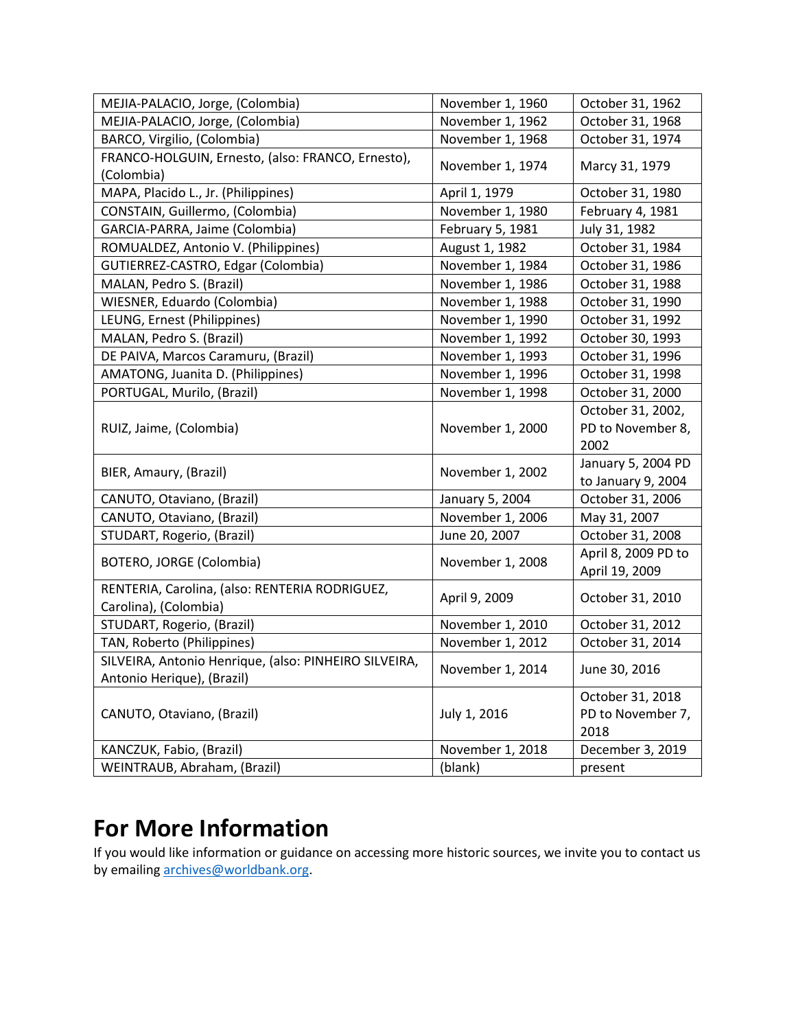| | | |
|---|---|---|
| MEJIA-PALACIO, Jorge, (Colombia) | November 1, 1960 | October 31, 1962 |
| MEJIA-PALACIO, Jorge, (Colombia) | November 1, 1962 | October 31, 1968 |
| BARCO, Virgilio, (Colombia) | November 1, 1968 | October 31, 1974 |
| FRANCO-HOLGUIN, Ernesto, (also: FRANCO, Ernesto), (Colombia) | November 1, 1974 | Marcy 31, 1979 |
| MAPA, Placido L., Jr. (Philippines) | April 1, 1979 | October 31, 1980 |
| CONSTAIN, Guillermo, (Colombia) | November 1, 1980 | February 4, 1981 |
| GARCIA-PARRA, Jaime (Colombia) | February 5, 1981 | July 31, 1982 |
| ROMUALDEZ, Antonio V. (Philippines) | August 1, 1982 | October 31, 1984 |
| GUTIERREZ-CASTRO, Edgar (Colombia) | November 1, 1984 | October 31, 1986 |
| MALAN, Pedro S. (Brazil) | November 1, 1986 | October 31, 1988 |
| WIESNER, Eduardo (Colombia) | November 1, 1988 | October 31, 1990 |
| LEUNG, Ernest (Philippines) | November 1, 1990 | October 31, 1992 |
| MALAN, Pedro S. (Brazil) | November 1, 1992 | October 30, 1993 |
| DE PAIVA, Marcos Caramuru, (Brazil) | November 1, 1993 | October 31, 1996 |
| AMATONG, Juanita D. (Philippines) | November 1, 1996 | October 31, 1998 |
| PORTUGAL, Murilo, (Brazil) | November 1, 1998 | October 31, 2000 |
| RUIZ, Jaime, (Colombia) | November 1, 2000 | October 31, 2002, PD to November 8, 2002 |
| BIER, Amaury, (Brazil) | November 1, 2002 | January 5, 2004 PD to January 9, 2004 |
| CANUTO, Otaviano, (Brazil) | January 5, 2004 | October 31, 2006 |
| CANUTO, Otaviano, (Brazil) | November 1, 2006 | May 31, 2007 |
| STUDART, Rogerio, (Brazil) | June 20, 2007 | October 31, 2008 |
| BOTERO, JORGE (Colombia) | November 1, 2008 | April 8, 2009 PD to April 19, 2009 |
| RENTERIA, Carolina, (also: RENTERIA RODRIGUEZ, Carolina), (Colombia) | April 9, 2009 | October 31, 2010 |
| STUDART, Rogerio, (Brazil) | November 1, 2010 | October 31, 2012 |
| TAN, Roberto (Philippines) | November 1, 2012 | October 31, 2014 |
| SILVEIRA, Antonio Henrique, (also: PINHEIRO SILVEIRA, Antonio Herique), (Brazil) | November 1, 2014 | June 30, 2016 |
| CANUTO, Otaviano, (Brazil) | July 1, 2016 | October 31, 2018 PD to November 7, 2018 |
| KANCZUK, Fabio, (Brazil) | November 1, 2018 | December 3, 2019 |
| WEINTRAUB, Abraham, (Brazil) | (blank) | present |

# For More Information

If you would like information or guidance on accessing more historic sources, we invite you to contact us by emailing archives@worldbank.org.